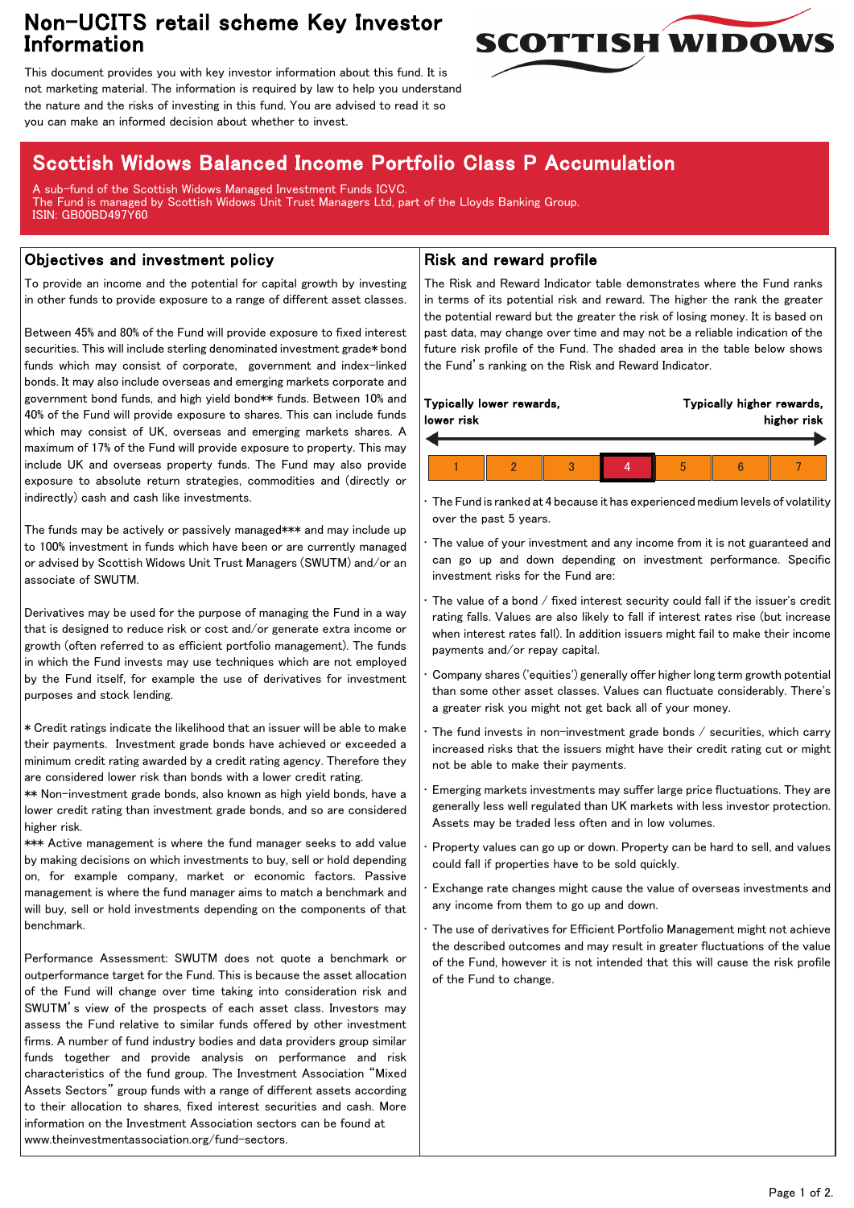# Non-UCITS retail scheme Key Investor Information

This document provides you with key investor information about this fund. It is not marketing material. The information is required by law to help you understand the nature and the risks of investing in this fund. You are advised to read it so you can make an informed decision about whether to invest.

## Scottish Widows Balanced Income Portfolio Class P Accumulation

A sub-fund of the Scottish Widows Managed Investment Funds ICVC.
The Fund is managed by Scottish Widows Unit Trust Managers Ltd, part of the Lloyds Banking Group.
ISIN: GB00BD497Y60

## Objectives and investment policy

To provide an income and the potential for capital growth by investing in other funds to provide exposure to a range of different asset classes.

Between 45% and 80% of the Fund will provide exposure to fixed interest securities. This will include sterling denominated investment grade* bond funds which may consist of corporate, government and index-linked bonds. It may also include overseas and emerging markets corporate and government bond funds, and high yield bond** funds. Between 10% and 40% of the Fund will provide exposure to shares. This can include funds which may consist of UK, overseas and emerging markets shares. A maximum of 17% of the Fund will provide exposure to property. This may include UK and overseas property funds. The Fund may also provide exposure to absolute return strategies, commodities and (directly or indirectly) cash and cash like investments.

The funds may be actively or passively managed*** and may include up to 100% investment in funds which have been or are currently managed or advised by Scottish Widows Unit Trust Managers (SWUTM) and/or an associate of SWUTM.

Derivatives may be used for the purpose of managing the Fund in a way that is designed to reduce risk or cost and/or generate extra income or growth (often referred to as efficient portfolio management). The funds in which the Fund invests may use techniques which are not employed by the Fund itself, for example the use of derivatives for investment purposes and stock lending.

* Credit ratings indicate the likelihood that an issuer will be able to make their payments. Investment grade bonds have achieved or exceeded a minimum credit rating awarded by a credit rating agency. Therefore they are considered lower risk than bonds with a lower credit rating.
** Non-investment grade bonds, also known as high yield bonds, have a lower credit rating than investment grade bonds, and so are considered higher risk.
*** Active management is where the fund manager seeks to add value by making decisions on which investments to buy, sell or hold depending on, for example company, market or economic factors. Passive management is where the fund manager aims to match a benchmark and will buy, sell or hold investments depending on the components of that benchmark.

Performance Assessment: SWUTM does not quote a benchmark or outperformance target for the Fund. This is because the asset allocation of the Fund will change over time taking into consideration risk and SWUTM's view of the prospects of each asset class. Investors may assess the Fund relative to similar funds offered by other investment firms. A number of fund industry bodies and data providers group similar funds together and provide analysis on performance and risk characteristics of the fund group. The Investment Association "Mixed Assets Sectors" group funds with a range of different assets according to their allocation to shares, fixed interest securities and cash. More information on the Investment Association sectors can be found at www.theinvestmentassociation.org/fund-sectors.

## Risk and reward profile

The Risk and Reward Indicator table demonstrates where the Fund ranks in terms of its potential risk and reward. The higher the rank the greater the potential reward but the greater the risk of losing money. It is based on past data, may change over time and may not be a reliable indication of the future risk profile of the Fund. The shaded area in the table below shows the Fund's ranking on the Risk and Reward Indicator.

**Typically lower rewards, lower risk** ← → **Typically higher rewards, higher risk**

| 1 | 2 | 3 | **4** | 5 | 6 | 7 |
|---|---|---|---|---|---|---|

- The Fund is ranked at 4 because it has experienced medium levels of volatility over the past 5 years.
- The value of your investment and any income from it is not guaranteed and can go up and down depending on investment performance. Specific investment risks for the Fund are:
- The value of a bond / fixed interest security could fall if the issuer's credit rating falls. Values are also likely to fall if interest rates rise (but increase when interest rates fall). In addition issuers might fail to make their income payments and/or repay capital.
- Company shares ('equities') generally offer higher long term growth potential than some other asset classes. Values can fluctuate considerably. There's a greater risk you might not get back all of your money.
- The fund invests in non-investment grade bonds / securities, which carry increased risks that the issuers might have their credit rating cut or might not be able to make their payments.
- Emerging markets investments may suffer large price fluctuations. They are generally less well regulated than UK markets with less investor protection. Assets may be traded less often and in low volumes.
- Property values can go up or down. Property can be hard to sell, and values could fall if properties have to be sold quickly.
- Exchange rate changes might cause the value of overseas investments and any income from them to go up and down.
- The use of derivatives for Efficient Portfolio Management might not achieve the described outcomes and may result in greater fluctuations of the value of the Fund, however it is not intended that this will cause the risk profile of the Fund to change.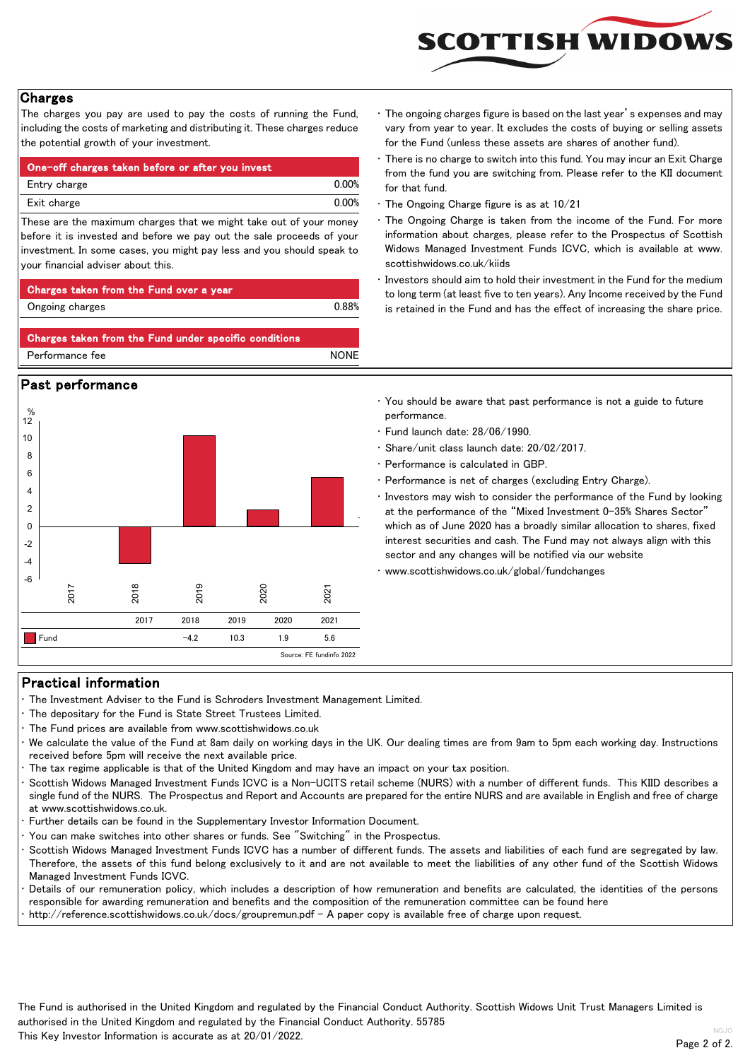## Charges

The charges you pay are used to pay the costs of running the Fund, including the costs of marketing and distributing it. These charges reduce the potential growth of your investment.

| One-off charges taken before or after you invest | |
|---|---|
| Entry charge | 0.00% |
| Exit charge | 0.00% |

These are the maximum charges that we might take out of your money before it is invested and before we pay out the sale proceeds of your investment. In some cases, you might pay less and you should speak to your financial adviser about this.

| Charges taken from the Fund over a year | |
|---|---|
| Ongoing charges | 0.88% |

| Charges taken from the Fund under specific conditions | |
|---|---|
| Performance fee | NONE |

- The ongoing charges figure is based on the last year's expenses and may vary from year to year. It excludes the costs of buying or selling assets for the Fund (unless these assets are shares of another fund).
- There is no charge to switch into this fund. You may incur an Exit Charge from the fund you are switching from. Please refer to the KII document for that fund.
- The Ongoing Charge figure is as at 10/21
- The Ongoing Charge is taken from the income of the Fund. For more information about charges, please refer to the Prospectus of Scottish Widows Managed Investment Funds ICVC, which is available at www.scottishwidows.co.uk/kiids
- Investors should aim to hold their investment in the Fund for the medium to long term (at least five to ten years). Any Income received by the Fund is retained in the Fund and has the effect of increasing the share price.

## Past performance

%
12
10
8
6
4
2
0
-2
-4
-6

2017 2018 2019 2020 2021

| | 2017 | 2018 | 2019 | 2020 | 2021 |
|---|---|---|---|---|---|
| Fund | | -4.2 | 10.3 | 1.9 | 5.6 |

Source: FE fundinfo 2022

- You should be aware that past performance is not a guide to future performance.
- Fund launch date: 28/06/1990.
- Share/unit class launch date: 20/02/2017.
- Performance is calculated in GBP.
- Performance is net of charges (excluding Entry Charge).
- Investors may wish to consider the performance of the Fund by looking at the performance of the "Mixed Investment 0-35% Shares Sector" which as of June 2020 has a broadly similar allocation to shares, fixed interest securities and cash. The Fund may not always align with this sector and any changes will be notified via our website
- www.scottishwidows.co.uk/global/fundchanges

## Practical information

- The Investment Adviser to the Fund is Schroders Investment Management Limited.
- The depositary for the Fund is State Street Trustees Limited.
- The Fund prices are available from www.scottishwidows.co.uk
- We calculate the value of the Fund at 8am daily on working days in the UK. Our dealing times are from 9am to 5pm each working day. Instructions received before 5pm will receive the next available price.
- The tax regime applicable is that of the United Kingdom and may have an impact on your tax position.
- Scottish Widows Managed Investment Funds ICVC is a Non-UCITS retail scheme (NURS) with a number of different funds. This KIID describes a single fund of the NURS. The Prospectus and Report and Accounts are prepared for the entire NURS and are available in English and free of charge at www.scottishwidows.co.uk.
- Further details can be found in the Supplementary Investor Information Document.
- You can make switches into other shares or funds. See "Switching" in the Prospectus.
- Scottish Widows Managed Investment Funds ICVC has a number of different funds. The assets and liabilities of each fund are segregated by law. Therefore, the assets of this fund belong exclusively to it and are not available to meet the liabilities of any other fund of the Scottish Widows Managed Investment Funds ICVC.
- Details of our remuneration policy, which includes a description of how remuneration and benefits are calculated, the identities of the persons responsible for awarding remuneration and benefits and the composition of the remuneration committee can be found here
- http://reference.scottishwidows.co.uk/docs/groupremun.pdf - A paper copy is available free of charge upon request.

The Fund is authorised in the United Kingdom and regulated by the Financial Conduct Authority. Scottish Widows Unit Trust Managers Limited is authorised in the United Kingdom and regulated by the Financial Conduct Authority. 55785
This Key Investor Information is accurate as at 20/01/2022.